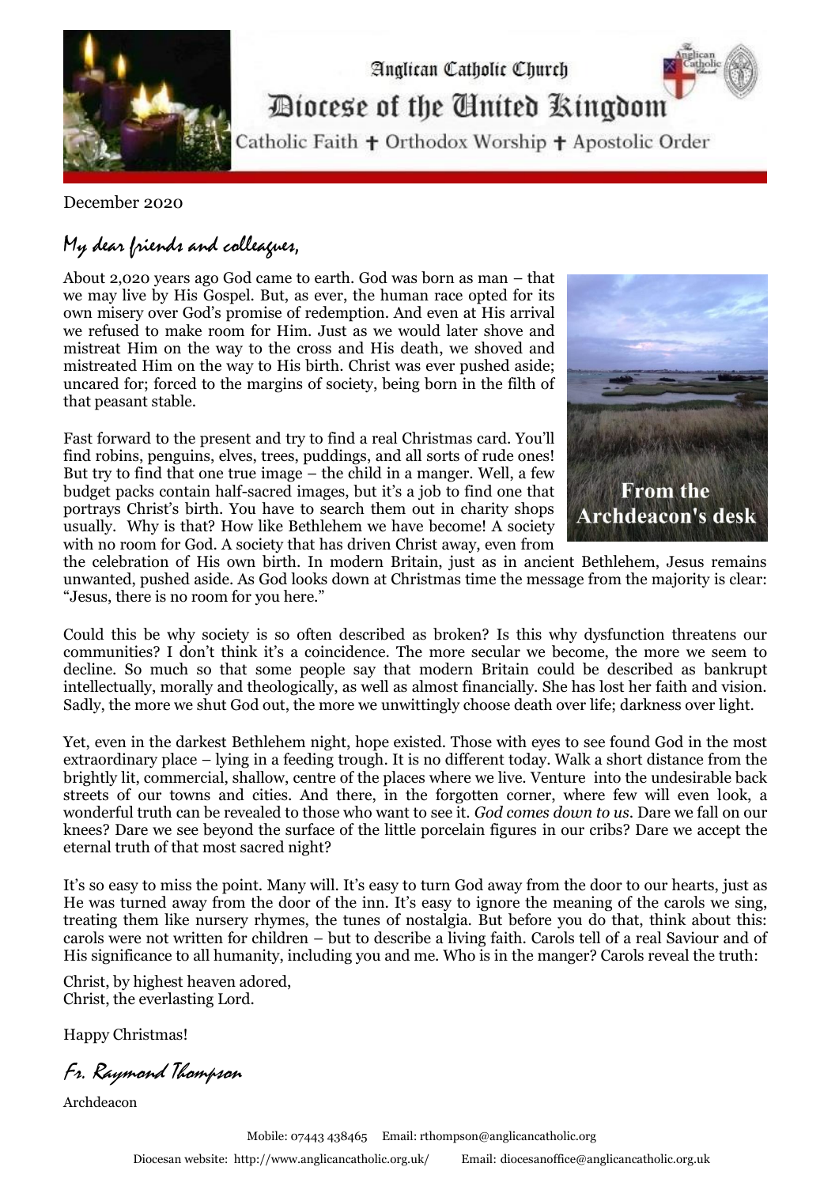Anglican Catholic Church

# Diocese of the United Kingdom

Catholic Faith ✝ Orthodox Worship ✝ Apostolic Order

December 2020

From the Archdeacon's desk

*My dear friends and colleagues,*

About 2,020 years ago God came to earth. God was born as man – that we may live by His Gospel. But, as ever, the human race opted for its own misery over God's promise of redemption. And even at His arrival we refused to make room for Him. Just as we would later shove and mistreat Him on the way to the cross and His death, we shoved and mistreated Him on the way to His birth. Christ was ever pushed aside; uncared for; forced to the margins of society, being born in the filth of that peasant stable.

Fast forward to the present and try to find a real Christmas card. You'll find robins, penguins, elves, trees, puddings, and all sorts of rude ones! But try to find that one true image – the child in a manger. Well, a few budget packs contain half-sacred images, but it's a job to find one that portrays Christ's birth. You have to search them out in charity shops usually. Why is that? How like Bethlehem we have become! A society with no room for God. A society that has driven Christ away, even from the celebration of His own birth. In modern Britain, just as in ancient Bethlehem, Jesus remains unwanted, pushed aside. As God looks down at Christmas time the message from the majority is clear: "Jesus, there is no room for you here."

Could this be why society is so often described as broken? Is this why dysfunction threatens our communities? I don't think it's a coincidence. The more secular we become, the more we seem to decline. So much so that some people say that modern Britain could be described as bankrupt intellectually, morally and theologically, as well as almost financially. She has lost her faith and vision. Sadly, the more we shut God out, the more we unwittingly choose death over life; darkness over light.

Yet, even in the darkest Bethlehem night, hope existed. Those with eyes to see found God in the most extraordinary place – lying in a feeding trough. It is no different today. Walk a short distance from the brightly lit, commercial, shallow, centre of the places where we live. Venture into the undesirable back streets of our towns and cities. And there, in the forgotten corner, where few will even look, a wonderful truth can be revealed to those who want to see it. *God comes down to us*. Dare we fall on our knees? Dare we see beyond the surface of the little porcelain figures in our cribs? Dare we accept the eternal truth of that most sacred night?

It's so easy to miss the point. Many will. It's easy to turn God away from the door to our hearts, just as He was turned away from the door of the inn. It's easy to ignore the meaning of the carols we sing, treating them like nursery rhymes, the tunes of nostalgia. But before you do that, think about this: carols were not written for children – but to describe a living faith. Carols tell of a real Saviour and of His significance to all humanity, including you and me. Who is in the manger? Carols reveal the truth:

Christ, by highest heaven adored,
Christ, the everlasting Lord.

Happy Christmas!

*Fr. Raymond Thompson*

Archdeacon

Mobile: 07443 438465 Email: rthompson@anglicancatholic.org

Diocesan website: http://www.anglicancatholic.org.uk/ Email: diocesanoffice@anglicancatholic.org.uk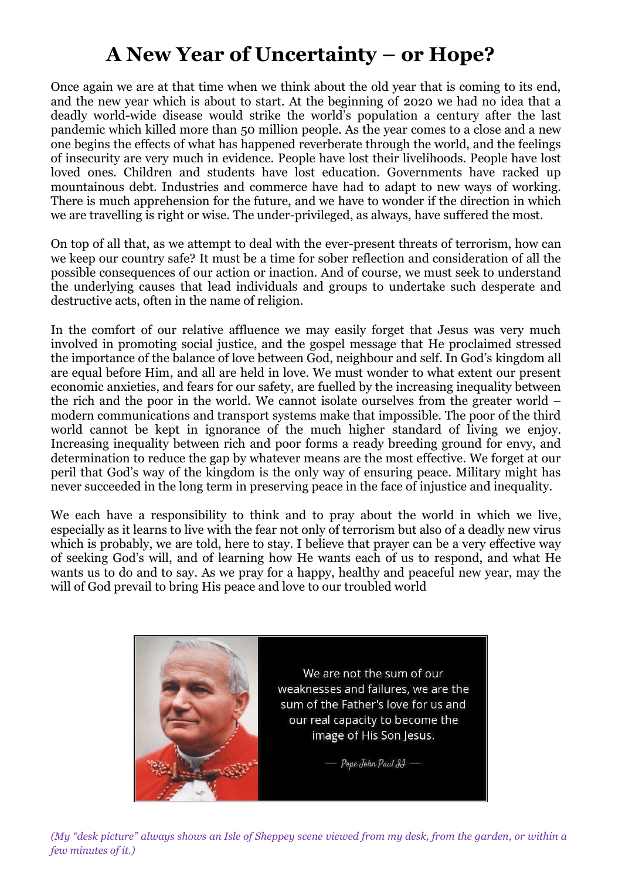# A New Year of Uncertainty – or Hope?

Once again we are at that time when we think about the old year that is coming to its end, and the new year which is about to start. At the beginning of 2020 we had no idea that a deadly world-wide disease would strike the world's population a century after the last pandemic which killed more than 50 million people. As the year comes to a close and a new one begins the effects of what has happened reverberate through the world, and the feelings of insecurity are very much in evidence. People have lost their livelihoods. People have lost loved ones. Children and students have lost education. Governments have racked up mountainous debt. Industries and commerce have had to adapt to new ways of working. There is much apprehension for the future, and we have to wonder if the direction in which we are travelling is right or wise. The under-privileged, as always, have suffered the most.

On top of all that, as we attempt to deal with the ever-present threats of terrorism, how can we keep our country safe? It must be a time for sober reflection and consideration of all the possible consequences of our action or inaction. And of course, we must seek to understand the underlying causes that lead individuals and groups to undertake such desperate and destructive acts, often in the name of religion.

In the comfort of our relative affluence we may easily forget that Jesus was very much involved in promoting social justice, and the gospel message that He proclaimed stressed the importance of the balance of love between God, neighbour and self. In God's kingdom all are equal before Him, and all are held in love. We must wonder to what extent our present economic anxieties, and fears for our safety, are fuelled by the increasing inequality between the rich and the poor in the world. We cannot isolate ourselves from the greater world – modern communications and transport systems make that impossible. The poor of the third world cannot be kept in ignorance of the much higher standard of living we enjoy. Increasing inequality between rich and poor forms a ready breeding ground for envy, and determination to reduce the gap by whatever means are the most effective. We forget at our peril that God's way of the kingdom is the only way of ensuring peace. Military might has never succeeded in the long term in preserving peace in the face of injustice and inequality.

We each have a responsibility to think and to pray about the world in which we live, especially as it learns to live with the fear not only of terrorism but also of a deadly new virus which is probably, we are told, here to stay. I believe that prayer can be a very effective way of seeking God's will, and of learning how He wants each of us to respond, and what He wants us to do and to say. As we pray for a happy, healthy and peaceful new year, may the will of God prevail to bring His peace and love to our troubled world

> We are not the sum of our weaknesses and failures, we are the sum of the Father's love for us and our real capacity to become the image of His Son Jesus.
>
> — Pope John Paul II —

*(My "desk picture" always shows an Isle of Sheppey scene viewed from my desk, from the garden, or within a few minutes of it.)*